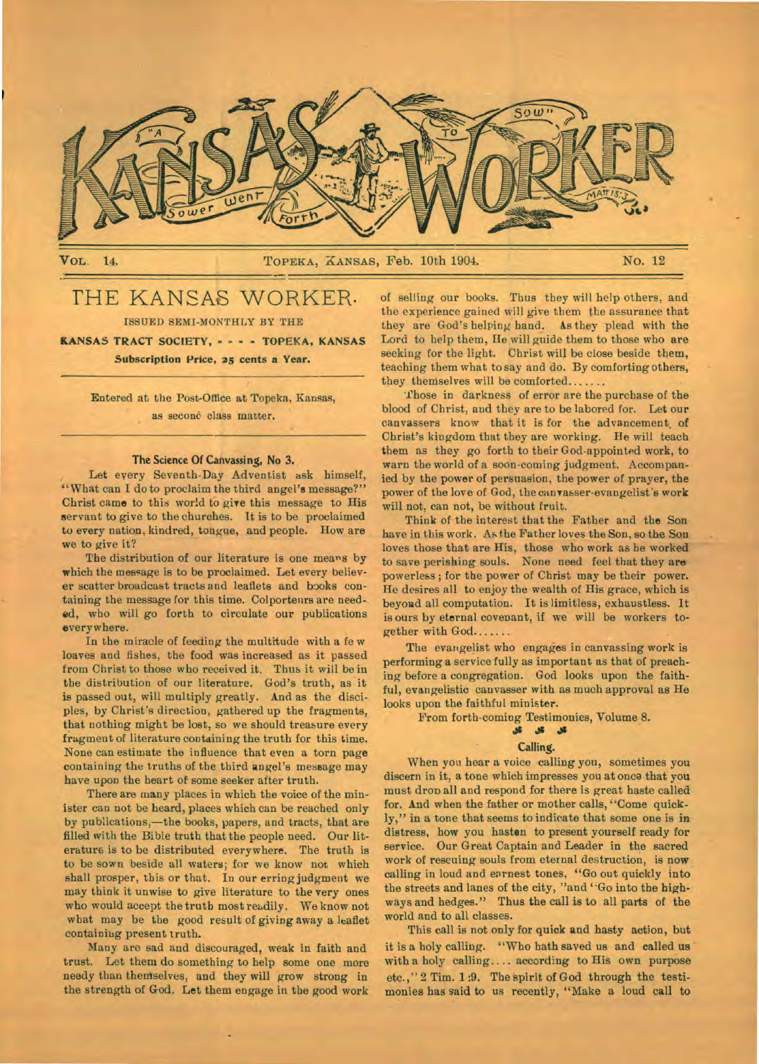# KANSAS WORKER

"A Sower went Forth to Sow" Matt 13:3

VOL. 14. TOPEKA, KANSAS, Feb. 10th 1904. NO. 12

## THE KANSAS WORKER.

ISSUED SEMI-MONTHLY BY THE

**KANSAS TRACT SOCIETY, - - - - TOPEKA, KANSAS**

**Subscription Price, 25 cents a Year.**

Entered at the Post-Office at Topeka, Kansas, as second class matter.

### The Science Of Canvassing, No 3.

Let every Seventh-Day Adventist ask himself, "What can I do to proclaim the third angel's message?" Christ came to this world to give this message to His servant to give to the churches. It is to be proclaimed to every nation, kindred, tongue, and people. How are we to give it?

The distribution of our literature is one means by which the message is to be proclaimed. Let every believer scatter broadcast tracts and leaflets and books containing the message for this time. Colporteurs are needed, who will go forth to circulate our publications everywhere.

In the miracle of feeding the multitude with a fe w loaves and fishes, the food was increased as it passed from Christ to those who received it. Thus it will be in the distribution of our literature. God's truth, as it is passed out, will multiply greatly. And as the disciples, by Christ's direction, gathered up the fragments, that nothing might be lost, so we should treasure every fragment of literature containing the truth for this time. None can estimate the influence that even a torn page containing the truths of the third angel's message may have upon the heart of some seeker after truth.

There are many places in which the voice of the minister can not be heard, places which can be reached only by publications,—the books, papers, and tracts, that are filled with the Bible truth that the people need. Our literature is to be distributed everywhere. The truth is to be sown beside all waters; for we know not which shall prosper, this or that. In our erring judgment we may think it unwise to give literature to the very ones who would accept the truth most readily. We know not what may be the good result of giving away a leaflet containing present truth.

Many are sad and discouraged, weak in faith and trust. Let them do something to help some one more needy than themselves, and they will grow strong in the strength of God. Let them engage in the good work of selling our books. Thus they will help others, and the experience gained will give them the assurance that they are God's helping hand. As they plead with the Lord to help them, He will guide them to those who are seeking for the light. Christ will be close beside them, teaching them what to say and do. By comforting others, they themselves will be comforted.......

Those in darkness of error are the purchase of the blood of Christ, and they are to be labored for. Let our canvassers know that it is for the advancement of Christ's kingdom that they are working. He will teach them as they go forth to their God-appointed work, to warn the world of a soon-coming judgment. Accompanied by the power of persuasion, the power of prayer, the power of the love of God, the canvasser-evangelist's work will not, can not, be without fruit.

Think of the interest that the Father and the Son have in this work. As the Father loves the Son, so the Son loves those that are His, those who work as he worked to save perishing souls. None need feel that they are powerless; for the power of Christ may be their power. He desires all to enjoy the wealth of His grace, which is beyond all computation. It is limitless, exhaustless. It is ours by eternal covenant, if we will be workers together with God.......

The evangelist who engages in canvassing work is performing a service fully as important as that of preaching before a congregation. God looks upon the faithful, evangelistic canvasser with as much approval as He looks upon the faithful minister.

From forth-coming Testimonies, Volume 8.

### Calling.

When you hear a voice calling you, sometimes you discern in it, a tone which impresses you at once that you must drop all and respond for there is great haste called for. And when the father or mother calls, "Come quickly," in a tone that seems to indicate that some one is in distress, how you hasten to present yourself ready for service. Our Great Captain and Leader in the sacred work of rescuing souls from eternal destruction, is now calling in loud and earnest tones, "Go out quickly into the streets and lanes of the city, "and "Go into the highways and hedges." Thus the call is to all parts of the world and to all classes.

This call is not only for quick and hasty action, but it is a holy calling. "Who hath saved us and called us with a holy calling.... according to His own purpose etc.," 2 Tim. 1:9. The spirit of God through the testimonies has said to us recently, "Make a loud call to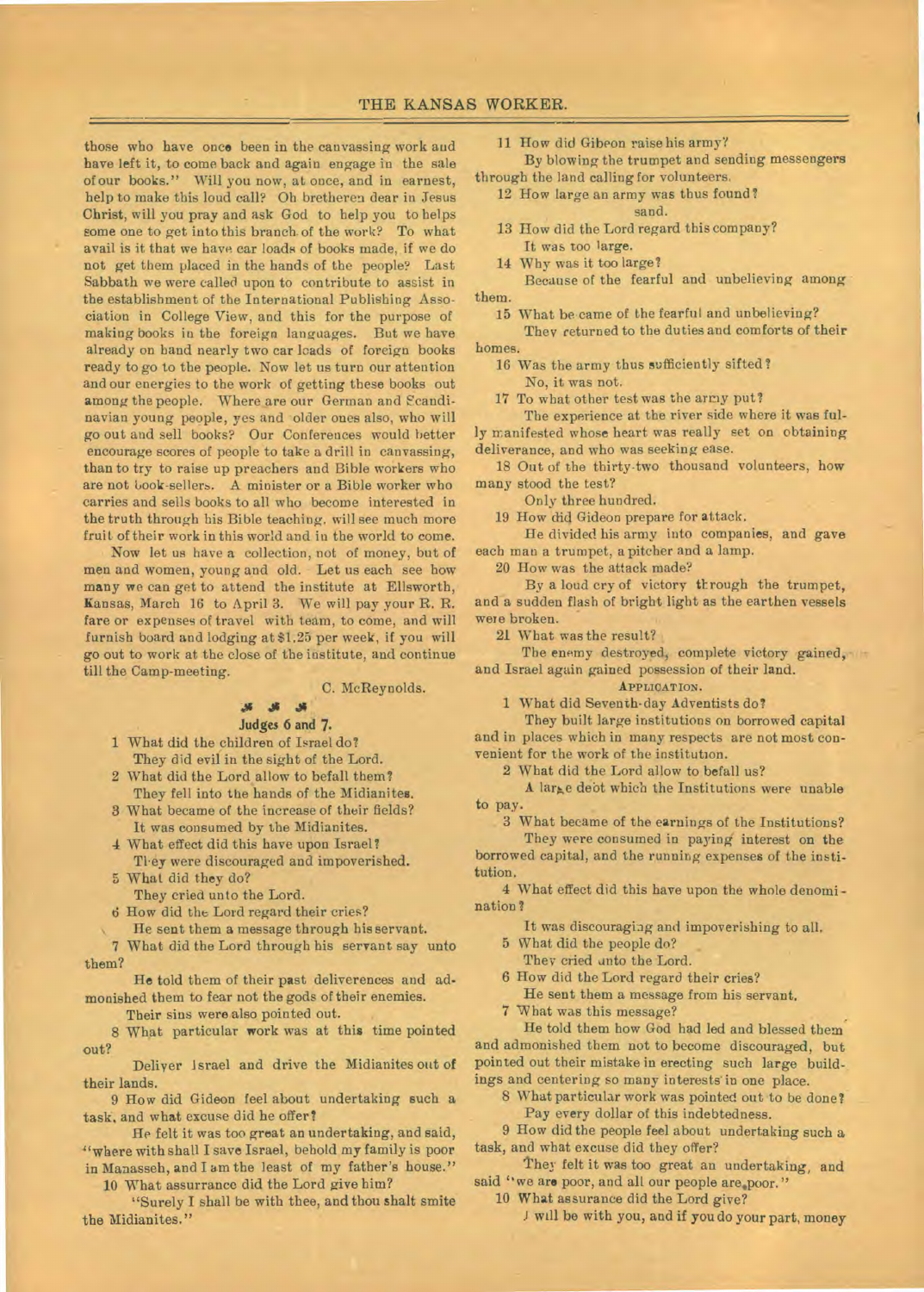those who have once been in the canvassing work and have left it, to come back and again engage in the sale of our books." Will you now, at once, and in earnest, help to make this loud call? Oh brethren dear in Jesus Christ, will you pray and ask God to help you to helps some one to get into this branch of the work? To what avail is it that we have car loads of books made, if we do not get them placed in the hands of the people? Last Sabbath we were called upon to contribute to assist in the establishment of the International Publishing Association in College View, and this for the purpose of making books in the foreign languages. But we have already on hand nearly two car loads of foreign books ready to go to the people. Now let us turn our attention and our energies to the work of getting these books out among the people. Where are our German and Scandinavian young people, yes and older ones also, who will go out and sell books? Our Conferences would better encourage scores of people to take a drill in canvassing, than to try to raise up preachers and Bible workers who are not book-sellers. A minister or a Bible worker who carries and sells books to all who become interested in the truth through his Bible teaching, will see much more fruit of their work in this world and in the world to come.

Now let us have a collection, not of money, but of men and women, young and old. Let us each see how many we can get to attend the institute at Ellsworth, Kansas, March 16 to April 3. We will pay your R. R. fare or expenses of travel with team, to come, and will furnish board and lodging at $1.25 per week, if you will go out to work at the close of the institute, and continue till the Camp-meeting.

C. McReynolds.

### Judges 6 and 7.

1 What did the children of Israel do?
They did evil in the sight of the Lord.

2 What did the Lord allow to befall them?
They fell into the hands of the Midianites.

3 What became of the increase of their fields?
It was consumed by the Midianites.

4 What effect did this have upon Israel?
They were discouraged and impoverished.

5 What did they do?
They cried unto the Lord.

6 How did the Lord regard their cries?
He sent them a message through his servant.

7 What did the Lord through his servant say unto them?
He told them of their past deliverences and admonished them to fear not the gods of their enemies. Their sins were also pointed out.

8 What particular work was at this time pointed out?
Deliver Israel and drive the Midianites out of their lands.

9 How did Gideon feel about undertaking such a task, and what excuse did he offer?
He felt it was too great an undertaking, and said, "where with shall I save Israel, behold my family is poor in Manasseh, and I am the least of my father's house."

10 What assurance did the Lord give him?
"Surely I shall be with thee, and thou shalt smite the Midianites."

11 How did Gibeon raise his army?
By blowing the trumpet and sending messengers through the land calling for volunteers.

12 How large an army was thus found?
sand.

13 How did the Lord regard this company?
It was too large.

14 Why was it too large?
Because of the fearful and unbelieving among them.

15 What became of the fearful and unbelieving?
They returned to the duties and comforts of their homes.

16 Was the army thus sufficiently sifted?
No, it was not.

17 To what other test was the army put?
The experience at the river side where it was fully manifested whose heart was really set on obtaining deliverance, and who was seeking ease.

18 Out of the thirty-two thousand volunteers, how many stood the test?
Only three hundred.

19 How did Gideon prepare for attack.
He divided his army into companies, and gave each man a trumpet, a pitcher and a lamp.

20 How was the attack made?
By a loud cry of victory through the trumpet, and a sudden flash of bright light as the earthen vessels were broken.

21 What was the result?
The enemy destroyed, complete victory gained, and Israel again gained possession of their land.

APPLICATION.

1 What did Seventh-day Adventists do?
They built large institutions on borrowed capital and in places which in many respects are not most convenient for the work of the institution.

2 What did the Lord allow to befall us?
A large debt which the Institutions were unable to pay.

3 What became of the earnings of the Institutions?
They were consumed in paying interest on the borrowed capital, and the running expenses of the institution.

4 What effect did this have upon the whole denomination?
It was discouraging and impoverishing to all.

5 What did the people do?
They cried unto the Lord.

6 How did the Lord regard their cries?
He sent them a message from his servant.

7 What was this message?
He told them how God had led and blessed them and admonished them not to become discouraged, but pointed out their mistake in erecting such large buildings and centering so many interests in one place.

8 What particular work was pointed out to be done?
Pay every dollar of this indebtedness.

9 How did the people feel about undertaking such a task, and what excuse did they offer?
They felt it was too great an undertaking, and said "we are poor, and all our people are poor."

10 What assurance did the Lord give?
I will be with you, and if you do your part, money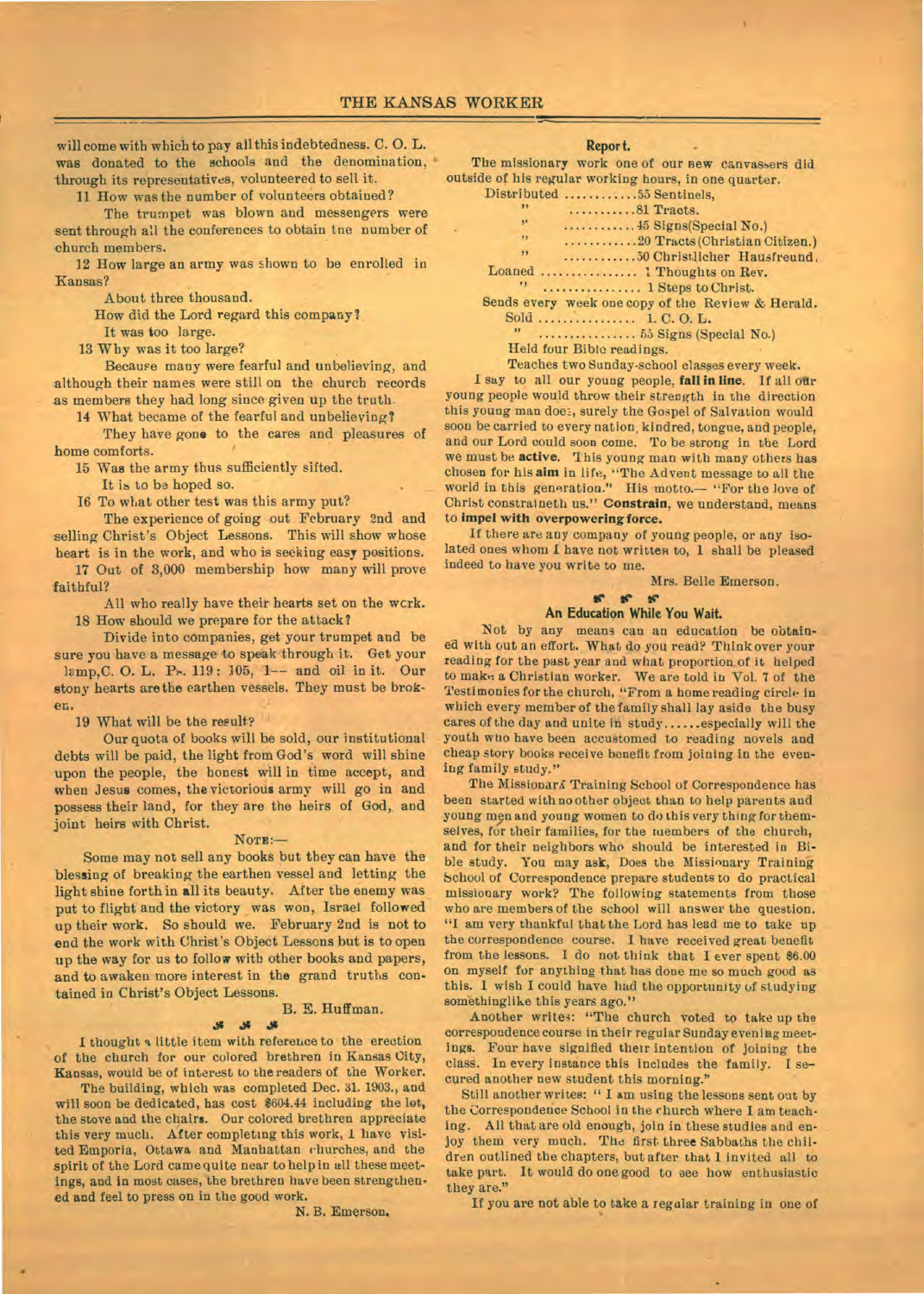will come with which to pay all this indebtedness. C. O. L. was donated to the schools and the denomination, through its representatives, volunteered to sell it.

11 How was the number of volunteers obtained?

The trumpet was blown and messengers were sent through all the conferences to obtain the number of church members.

12 How large an army was shown to be enrolled in Kansas?

About three thousand.

How did the Lord regard this company?

It was too large.

13 Why was it too large?

Because many were fearful and unbelieving, and although their names were still on the church records as members they had long since given up the truth.

14 What became of the fearful and unbelieving?

They have gone to the cares and pleasures of home comforts.

15 Was the army thus sufficiently sifted.

It is to be hoped so.

16 To what other test was this army put?

The experience of going out February 2nd and selling Christ's Object Lessons. This will show whose heart is in the work, and who is seeking easy positions.

17 Out of 3,000 membership how many will prove faithful?

All who really have their hearts set on the work.

18 How should we prepare for the attack?

Divide into companies, get your trumpet and be sure you have a message to speak through it. Get your lamp, C. O. L. Ps. 119: 105, 1-- and oil in it. Our stony hearts are the earthen vessels. They must be broken.

19 What will be the result?

Our quota of books will be sold, our institutional debts will be paid, the light from God's word will shine upon the people, the honest will in time accept, and when Jesus comes, the victorious army will go in and possess their land, for they are the heirs of God, and joint heirs with Christ.

NOTE:—

Some may not sell any books but they can have the blessing of breaking the earthen vessel and letting the light shine forth in all its beauty. After the enemy was put to flight and the victory was won, Israel followed up their work. So should we. February 2nd is not to end the work with Christ's Object Lessons but is to open up the way for us to follow with other books and papers, and to awaken more interest in the grand truths contained in Christ's Object Lessons.

B. E. Huffman.

I thought a little item with reference to the erection of the church for our colored brethren in Kansas City, Kansas, would be of interest to the readers of the Worker.

The building, which was completed Dec. 31. 1903., and will soon be dedicated, has cost $604.44 including the lot, the stove and the chairs. Our colored brethren appreciate this very much. After completing this work, I have visited Emporia, Ottawa and Manhattan churches, and the spirit of the Lord came quite near to help in all these meetings, and in most cases, the brethren have been strengthened and feel to press on in the good work.

N. B. Emerson.

## Report.

The missionary work one of our new canvassers did outside of his regular working hours, in one quarter.

Distributed ............55 Sentinels,
" ...........81 Tracts.
" ............45 Signs(Special No.)
" ............20 Tracts (Christian Citizen.)
" ............50 Christlicher Hausfreund.
Loaned ................ 1 Thoughts on Rev.
" ................ 1 Steps to Christ.
Sends every week one copy of the Review & Herald.
Sold ................ 1. C. O. L.
" ................ 55 Signs (Special No.)
Held four Bible readings.
Teaches two Sunday-school classes every week.

I say to all our young people, **fall in line.** If all our young people would throw their strength in the direction this young man does, surely the Gospel of Salvation would soon be carried to every nation, kindred, tongue, and people, and our Lord could soon come. To be strong in the Lord we must be **active.** This young man with many others has chosen for his **aim** in life, "The Advent message to all the world in this generation." His motto.— "For the love of Christ constraineth us." **Constrain,** we understand, means to **impel with overpowering force.**

If there are any company of young people, or any isolated ones whom I have not written to, I shall be pleased indeed to have you write to me.

Mrs. Belle Emerson.

## An Education While You Wait.

Not by any means can an education be obtained with out an effort. What do you read? Think over your reading for the past year and what proportion of it helped to make a Christian worker. We are told in Vol. 7 of the Testimonies for the church, "From a home reading circle in which every member of the family shall lay aside the busy cares of the day and unite in study......especially will the youth who have been accustomed to reading novels and cheap story books receive benefit from joining in the evening family study."

The Missionary Training School of Correspondence has been started with no other object than to help parents and young men and young women to do this very thing for themselves, for their families, for the members of the church, and for their neighbors who should be interested in Bible study. You may ask, Does the Missionary Training School of Correspondence prepare students to do practical missionary work? The following statements from those who are members of the school will answer the question. "I am very thankful that the Lord has lead me to take up the correspondence course. I have received great benefit from the lessons. I do not think that I ever spent $6.00 on myself for anything that has done me so much good as this. I wish I could have had the opportunity of studying something like this years ago."

Another writes: "The church voted to take up the correspondence course in their regular Sunday evening meetings. Four have signified their intention of joining the class. In every instance this includes the family. I secured another new student this morning."

Still another writes: "I am using the lessons sent out by the Correspondence School in the church where I am teaching. All that are old enough, join in these studies and enjoy them very much. The first three Sabbaths the children outlined the chapters, but after that I invited all to take part. It would do one good to see how enthusiastic they are."

If you are not able to take a regular training in one of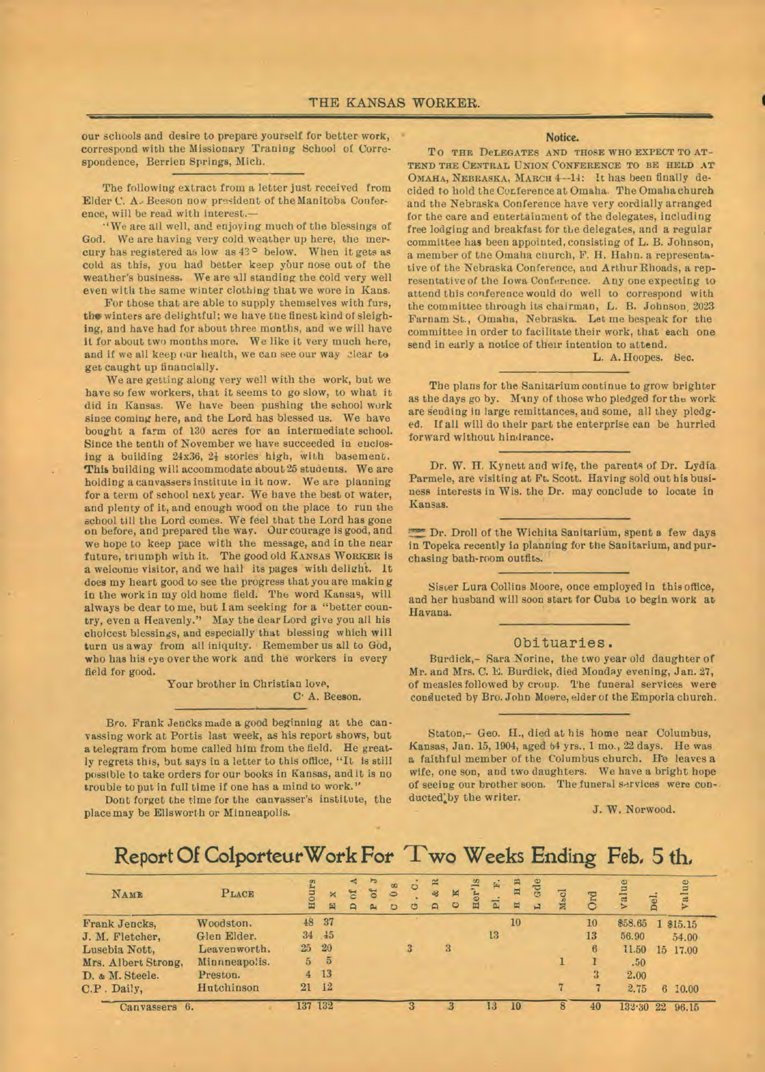our schools and desire to prepare yourself for better work, correspond with the Missionary Traning School of Correspondence, Berrien Springs, Mich.

The following extract from a letter just received from Elder C. A. Beeson now president of the Manitoba Conference, will be read with interest.—

"We are all well, and enjoying much of the blessings of God. We are having very cold weather up here, the mercury has registered as low as 43° below. When it gets as cold as this, you had better keep your nose out of the weather's business. We are all standing the cold very well even with the same winter clothing that we wore in Kans.

For those that are able to supply themselves with furs, the winters are delightful; we have the finest kind of sleighing, and have had for about three months, and we will have it for about two months more. We like it very much here, and if we all keep our health, we can see our way clear to get caught up financially.

We are getting along very well with the work, but we have so few workers, that it seems to go slow, to what it did in Kansas. We have been pushing the school work since coming here, and the Lord has blessed us. We have bought a farm of 130 acres for an intermediate school. Since the tenth of November we have succeeded in enclosing a building 24x36, 2½ stories high, with basement. This building will accommodate about 25 students. We are holding a canvassers institute in it now. We are planning for a term of school next year. We have the best of water, and plenty of it, and enough wood on the place to run the school till the Lord comes. We feel that the Lord has gone on before, and prepared the way. Our courage is good, and we hope to keep pace with the message, and in the near future, triumph with it. The good old KANSAS WORKER is a welcome visitor, and we hail its pages with delight. It does my heart good to see the progress that you are making in the work in my old home field. The word Kansas, will always be dear to me, but I am seeking for a "better country, even a Heavenly." May the dear Lord give you all his choicest blessings, and especially that blessing which will turn us away from all iniquity. Remember us all to God, who has his eye over the work and the workers in every field for good.

Your brother in Christian love,
C. A. Beeson.

Bro. Frank Jencks made a good beginning at the canvassing work at Portis last week, as his report shows, but a telegram from home called him from the field. He greatly regrets this, but says in a letter to this office, "It is still possible to take orders for our books in Kansas, and it is no trouble to put in full time if one has a mind to work."

Dont forget the time for the canvasser's institute, the place may be Ellsworth or Minneapolis.

## Notice.

TO THE DELEGATES AND THOSE WHO EXPECT TO ATTEND THE CENTRAL UNION CONFERENCE TO BE HELD AT OMAHA, NEBRASKA, MARCH 4—14: It has been finally decided to hold the Conference at Omaha. The Omaha church and the Nebraska Conference have very cordially arranged for the care and entertainment of the delegates, including free lodging and breakfast for the delegates, and a regular committee has been appointed, consisting of L. B. Johnson, a member of the Omaha church, F. H. Hahn. a representative of the Nebraska Conference, and Arthur Rhoads, a representative of the Iowa Conference. Any one expecting to attend this conference would do well to correspond with the committee through its chairman, L. B. Johnson, 2023 Farnam St., Omaha, Nebraska. Let me bespeak for the committee in order to facilitate their work, that each one send in early a notice of their intention to attend.

L. A. Hoopes. Sec.

The plans for the Sanitarium continue to grow brighter as the days go by. Many of those who pledged for the work are sending in large remittances, and some, all they pledged. If all will do their part the enterprise can be hurried forward without hindrance.

Dr. W. H. Kynett and wife, the parents of Dr. Lydia Parmele, are visiting at Ft. Scott. Having sold out his business interests in Wis. the Dr. may conclude to locate in Kansas.

Dr. Droll of the Wichita Sanitarium, spent a few days in Topeka recently in planning for the Sanitarium, and purchasing bath-room outfits.

Sister Lura Collins Moore, once employed in this office, and her husband will soon start for Cuba to begin work at Havana.

## Obituaries.

Burdick,– Sara Norine, the two year old daughter of Mr. and Mrs. C. E. Burdick, died Monday evening, Jan. 27, of measles followed by croup. The funeral services were conducted by Bro. John Moore, elder of the Emporia church.

Staton,– Geo. H., died at his home near Columbus, Kansas, Jan. 15, 1904, aged 64 yrs., 1 mo., 22 days. He was a faithful member of the Columbus church. He leaves a wife, one son, and two daughters. We have a bright hope of seeing our brother soon. The funeral services were conducted by the writer.

J. W. Norwood.

## Report Of Colporteur Work For Two Weeks Ending Feb. 5 th.

| NAME | PLACE | Hours | Ex | D of A | P of J | C O S | G. C. | D & R | C K | Her'ls | Pl. F. | H H B | L Gde | Mscl | Ord | Value | Del. | Value |
|---|---|---|---|---|---|---|---|---|---|---|---|---|---|---|---|---|---|---|
| Frank Jencks, | Woodston. | 48 | 37 | | | | | | | | | 10 | | | 10 | $58.65 | 1 | $15.15 |
| J. M. Fletcher, | Glen Elder. | 34 | 45 | | | | | | | | 13 | | | | 13 | 56.90 | | 54.00 |
| Lusebia Nott, | Leavenworth. | 25 | 20 | | | | 3 | 3 | | | | | | | 6 | 11.50 | 15 | 17.00 |
| Mrs. Albert Strong, | Minneapolis. | 5 | 5 | | | | | | | | | | | 1 | 1 | .50 | | |
| D. & M. Steele. | Preston. | 4 | 13 | | | | | | | | | | | | 3 | 2.00 | | |
| C.P. Daily, | Hutchinson | 21 | 12 | | | | | | | | | | | 7 | 7 | 2.75 | 6 | 10.00 |
| Canvassers 6. | | 137 | 132 | | | | 3 | 3 | | | 13 | 10 | | 8 | 40 | 132·30 | 22 | 96.15 |